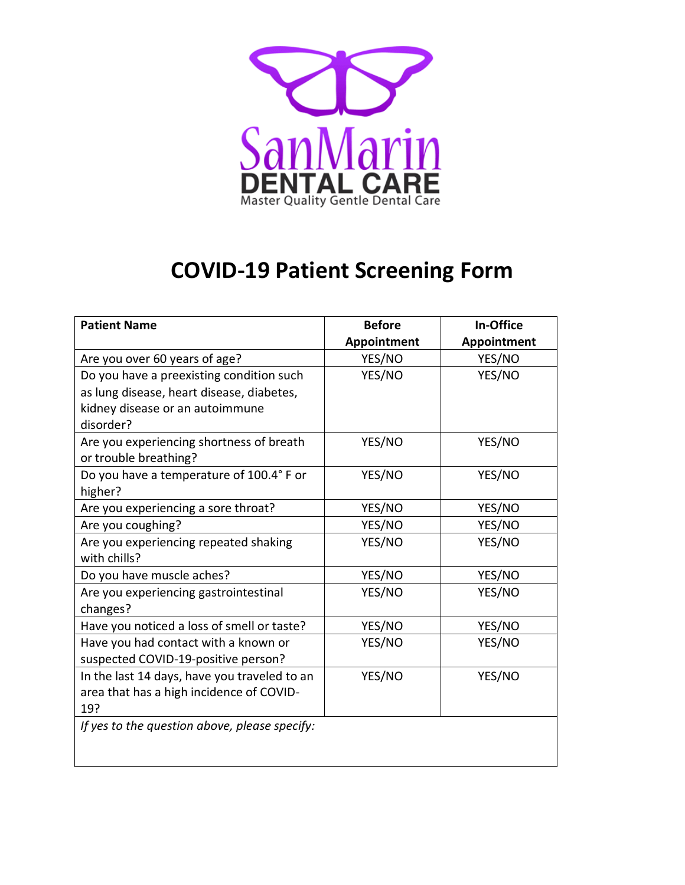SanMarin
DENTAL CARE
Master Quality Gentle Dental Care

# COVID-19 Patient Screening Form

| Patient Name | Before Appointment | In-Office Appointment |
| --- | --- | --- |
| Are you over 60 years of age? | YES/NO | YES/NO |
| Do you have a preexisting condition such as lung disease, heart disease, diabetes, kidney disease or an autoimmune disorder? | YES/NO | YES/NO |
| Are you experiencing shortness of breath or trouble breathing? | YES/NO | YES/NO |
| Do you have a temperature of 100.4° F or higher? | YES/NO | YES/NO |
| Are you experiencing a sore throat? | YES/NO | YES/NO |
| Are you coughing? | YES/NO | YES/NO |
| Are you experiencing repeated shaking with chills? | YES/NO | YES/NO |
| Do you have muscle aches? | YES/NO | YES/NO |
| Are you experiencing gastrointestinal changes? | YES/NO | YES/NO |
| Have you noticed a loss of smell or taste? | YES/NO | YES/NO |
| Have you had contact with a known or suspected COVID-19-positive person? | YES/NO | YES/NO |
| In the last 14 days, have you traveled to an area that has a high incidence of COVID-19? | YES/NO | YES/NO |
| *If yes to the question above, please specify:* | | |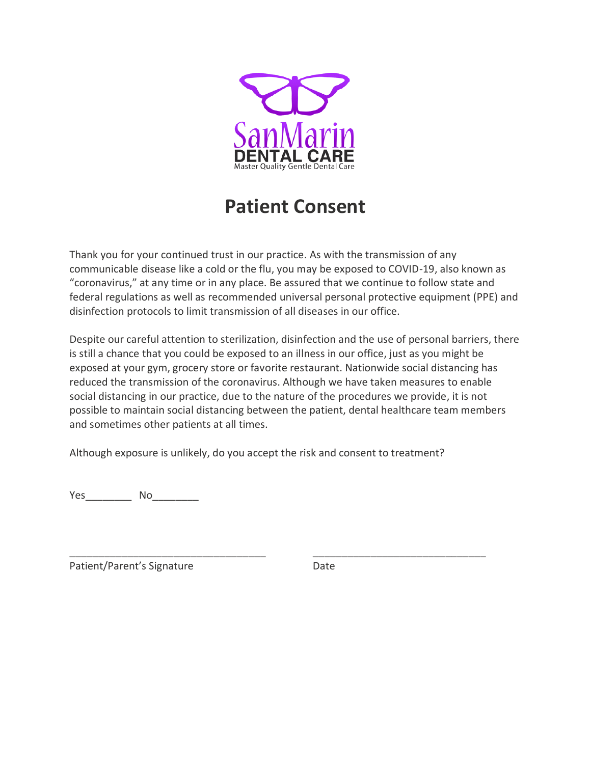SanMarin
DENTAL CARE
Master Quality Gentle Dental Care

# Patient Consent

Thank you for your continued trust in our practice. As with the transmission of any communicable disease like a cold or the flu, you may be exposed to COVID-19, also known as "coronavirus," at any time or in any place. Be assured that we continue to follow state and federal regulations as well as recommended universal personal protective equipment (PPE) and disinfection protocols to limit transmission of all diseases in our office.

Despite our careful attention to sterilization, disinfection and the use of personal barriers, there is still a chance that you could be exposed to an illness in our office, just as you might be exposed at your gym, grocery store or favorite restaurant. Nationwide social distancing has reduced the transmission of the coronavirus. Although we have taken measures to enable social distancing in our practice, due to the nature of the procedures we provide, it is not possible to maintain social distancing between the patient, dental healthcare team members and sometimes other patients at all times.

Although exposure is unlikely, do you accept the risk and consent to treatment?

Yes________ No________

__________________________________ ______________________________
Patient/Parent's Signature Date